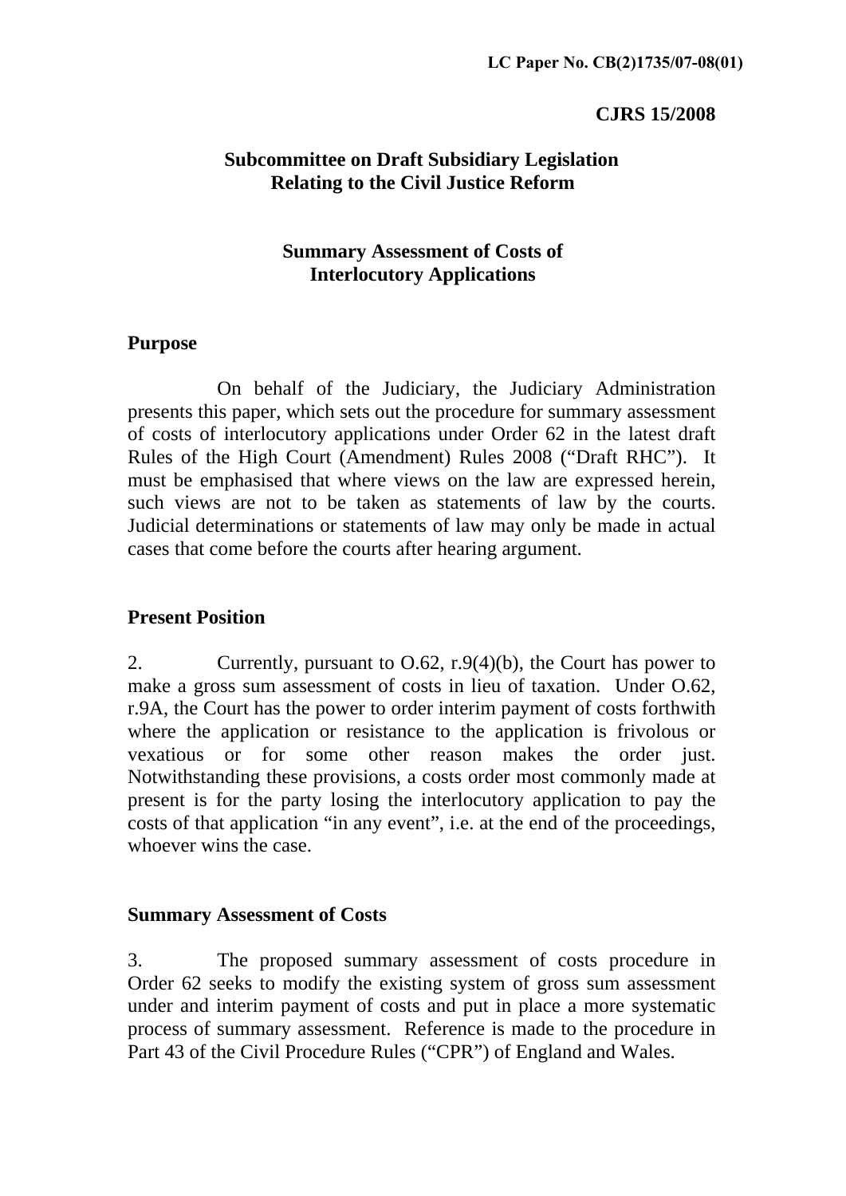LC Paper No. CB(2)1735/07-08(01)

**CJRS 15/2008**

**Subcommittee on Draft Subsidiary Legislation Relating to the Civil Justice Reform**

**Summary Assessment of Costs of Interlocutory Applications**

## Purpose

On behalf of the Judiciary, the Judiciary Administration presents this paper, which sets out the procedure for summary assessment of costs of interlocutory applications under Order 62 in the latest draft Rules of the High Court (Amendment) Rules 2008 ("Draft RHC"). It must be emphasised that where views on the law are expressed herein, such views are not to be taken as statements of law by the courts. Judicial determinations or statements of law may only be made in actual cases that come before the courts after hearing argument.

## Present Position

2. Currently, pursuant to O.62, r.9(4)(b), the Court has power to make a gross sum assessment of costs in lieu of taxation. Under O.62, r.9A, the Court has the power to order interim payment of costs forthwith where the application or resistance to the application is frivolous or vexatious or for some other reason makes the order just. Notwithstanding these provisions, a costs order most commonly made at present is for the party losing the interlocutory application to pay the costs of that application "in any event", i.e. at the end of the proceedings, whoever wins the case.

## Summary Assessment of Costs

3. The proposed summary assessment of costs procedure in Order 62 seeks to modify the existing system of gross sum assessment under and interim payment of costs and put in place a more systematic process of summary assessment. Reference is made to the procedure in Part 43 of the Civil Procedure Rules ("CPR") of England and Wales.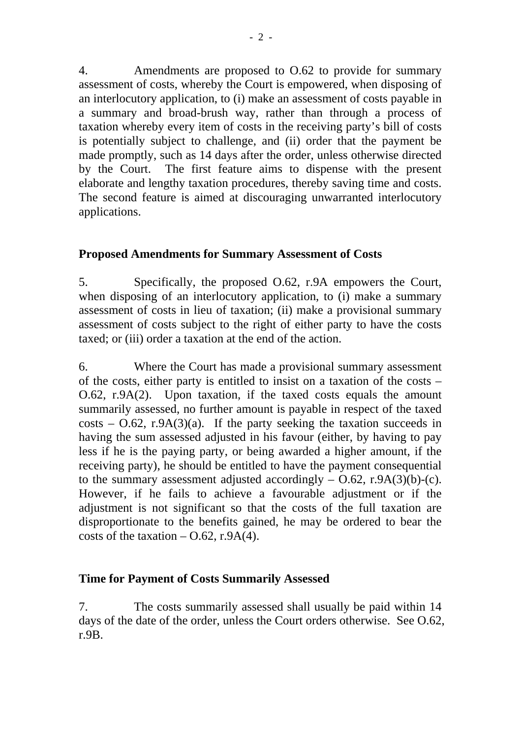4. Amendments are proposed to O.62 to provide for summary assessment of costs, whereby the Court is empowered, when disposing of an interlocutory application, to (i) make an assessment of costs payable in a summary and broad-brush way, rather than through a process of taxation whereby every item of costs in the receiving party's bill of costs is potentially subject to challenge, and (ii) order that the payment be made promptly, such as 14 days after the order, unless otherwise directed by the Court. The first feature aims to dispense with the present elaborate and lengthy taxation procedures, thereby saving time and costs. The second feature is aimed at discouraging unwarranted interlocutory applications.

### Proposed Amendments for Summary Assessment of Costs

5. Specifically, the proposed O.62, r.9A empowers the Court, when disposing of an interlocutory application, to (i) make a summary assessment of costs in lieu of taxation; (ii) make a provisional summary assessment of costs subject to the right of either party to have the costs taxed; or (iii) order a taxation at the end of the action.

6. Where the Court has made a provisional summary assessment of the costs, either party is entitled to insist on a taxation of the costs – O.62, r.9A(2). Upon taxation, if the taxed costs equals the amount summarily assessed, no further amount is payable in respect of the taxed costs – O.62, r.9A(3)(a). If the party seeking the taxation succeeds in having the sum assessed adjusted in his favour (either, by having to pay less if he is the paying party, or being awarded a higher amount, if the receiving party), he should be entitled to have the payment consequential to the summary assessment adjusted accordingly – O.62, r.9A(3)(b)-(c). However, if he fails to achieve a favourable adjustment or if the adjustment is not significant so that the costs of the full taxation are disproportionate to the benefits gained, he may be ordered to bear the costs of the taxation – O.62, r.9A(4).

### Time for Payment of Costs Summarily Assessed

7. The costs summarily assessed shall usually be paid within 14 days of the date of the order, unless the Court orders otherwise. See O.62, r.9B.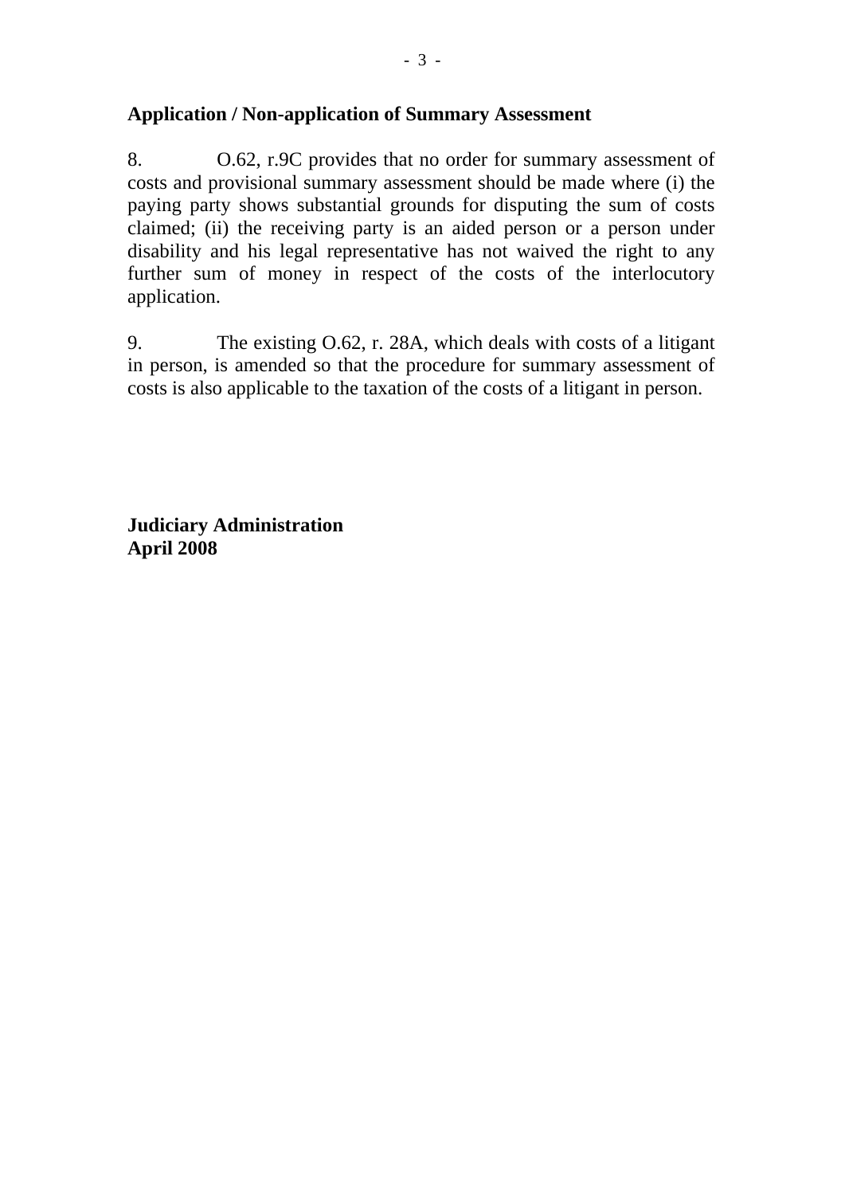**Application / Non-application of Summary Assessment**

8. O.62, r.9C provides that no order for summary assessment of costs and provisional summary assessment should be made where (i) the paying party shows substantial grounds for disputing the sum of costs claimed; (ii) the receiving party is an aided person or a person under disability and his legal representative has not waived the right to any further sum of money in respect of the costs of the interlocutory application.

9. The existing O.62, r. 28A, which deals with costs of a litigant in person, is amended so that the procedure for summary assessment of costs is also applicable to the taxation of the costs of a litigant in person.

**Judiciary Administration**
**April 2008**